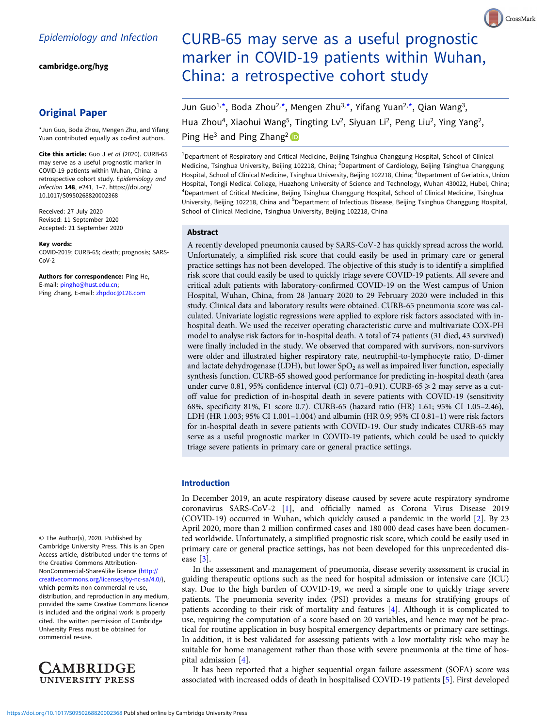*Epidemiology and Infection*

**cambridge.org/hyg**

## Original Paper

*Jun Guo, Boda Zhou, Mengen Zhu, and Yifang Yuan contributed equally as co-first authors.

**Cite this article:** Guo J *et al* (2020). CURB-65 may serve as a useful prognostic marker in COVID-19 patients within Wuhan, China: a retrospective cohort study. *Epidemiology and Infection* **148**, e241, 1–7. https://doi.org/10.1017/S0950268820002368

Received: 27 July 2020
Revised: 11 September 2020
Accepted: 21 September 2020

**Key words:**
COVID-2019; CURB-65; death; prognosis; SARS-CoV-2

**Authors for correspondence:** Ping He, E-mail: pinghe@hust.edu.cn; Ping Zhang, E-mail: zhpdoc@126.com

© The Author(s), 2020. Published by Cambridge University Press. This is an Open Access article, distributed under the terms of the Creative Commons Attribution-NonCommercial-ShareAlike licence (http://creativecommons.org/licenses/by-nc-sa/4.0/), which permits non-commercial re-use, distribution, and reproduction in any medium, provided the same Creative Commons licence is included and the original work is properly cited. The written permission of Cambridge University Press must be obtained for commercial re-use.

# CURB-65 may serve as a useful prognostic marker in COVID-19 patients within Wuhan, China: a retrospective cohort study

Jun Guo[1,*], Boda Zhou[2,*], Mengen Zhu[3,*], Yifang Yuan[2,*], Qian Wang[3], Hua Zhou[4], Xiaohui Wang[5], Tingting Lv[2], Siyuan Li[2], Peng Liu[2], Ying Yang[2], Ping He[3] and Ping Zhang[2]

[1]Department of Respiratory and Critical Medicine, Beijing Tsinghua Changgung Hospital, School of Clinical Medicine, Tsinghua University, Beijing 102218, China; [2]Department of Cardiology, Beijing Tsinghua Changgung Hospital, School of Clinical Medicine, Tsinghua University, Beijing 102218, China; [3]Department of Geriatrics, Union Hospital, Tongji Medical College, Huazhong University of Science and Technology, Wuhan 430022, Hubei, China; [4]Department of Critical Medicine, Beijing Tsinghua Changgung Hospital, School of Clinical Medicine, Tsinghua University, Beijing 102218, China and [5]Department of Infectious Disease, Beijing Tsinghua Changgung Hospital, School of Clinical Medicine, Tsinghua University, Beijing 102218, China

## Abstract

A recently developed pneumonia caused by SARS-CoV-2 has quickly spread across the world. Unfortunately, a simplified risk score that could easily be used in primary care or general practice settings has not been developed. The objective of this study is to identify a simplified risk score that could easily be used to quickly triage severe COVID-19 patients. All severe and critical adult patients with laboratory-confirmed COVID-19 on the West campus of Union Hospital, Wuhan, China, from 28 January 2020 to 29 February 2020 were included in this study. Clinical data and laboratory results were obtained. CURB-65 pneumonia score was calculated. Univariate logistic regressions were applied to explore risk factors associated with in-hospital death. We used the receiver operating characteristic curve and multivariate COX-PH model to analyse risk factors for in-hospital death. A total of 74 patients (31 died, 43 survived) were finally included in the study. We observed that compared with survivors, non-survivors were older and illustrated higher respiratory rate, neutrophil-to-lymphocyte ratio, D-dimer and lactate dehydrogenase (LDH), but lower $SpO_2$ as well as impaired liver function, especially synthesis function. CURB-65 showed good performance for predicting in-hospital death (area under curve 0.81, 95% confidence interval (CI) 0.71–0.91). CURB-65 ⩾ 2 may serve as a cut-off value for prediction of in-hospital death in severe patients with COVID-19 (sensitivity 68%, specificity 81%, F1 score 0.7). CURB-65 (hazard ratio (HR) 1.61; 95% CI 1.05–2.46), LDH (HR 1.003; 95% CI 1.001–1.004) and albumin (HR 0.9; 95% CI 0.81–1) were risk factors for in-hospital death in severe patients with COVID-19. Our study indicates CURB-65 may serve as a useful prognostic marker in COVID-19 patients, which could be used to quickly triage severe patients in primary care or general practice settings.

## Introduction

In December 2019, an acute respiratory disease caused by severe acute respiratory syndrome coronavirus SARS-CoV-2 [1], and officially named as Corona Virus Disease 2019 (COVID-19) occurred in Wuhan, which quickly caused a pandemic in the world [2]. By 23 April 2020, more than 2 million confirmed cases and 180 000 dead cases have been documented worldwide. Unfortunately, a simplified prognostic risk score, which could be easily used in primary care or general practice settings, has not been developed for this unprecedented disease [3].

In the assessment and management of pneumonia, disease severity assessment is crucial in guiding therapeutic options such as the need for hospital admission or intensive care (ICU) stay. Due to the high burden of COVID-19, we need a simple one to quickly triage severe patients. The pneumonia severity index (PSI) provides a means for stratifying groups of patients according to their risk of mortality and features [4]. Although it is complicated to use, requiring the computation of a score based on 20 variables, and hence may not be practical for routine application in busy hospital emergency departments or primary care settings. In addition, it is best validated for assessing patients with a low mortality risk who may be suitable for home management rather than those with severe pneumonia at the time of hospital admission [4].

It has been reported that a higher sequential organ failure assessment (SOFA) score was associated with increased odds of death in hospitalised COVID-19 patients [5]. First developed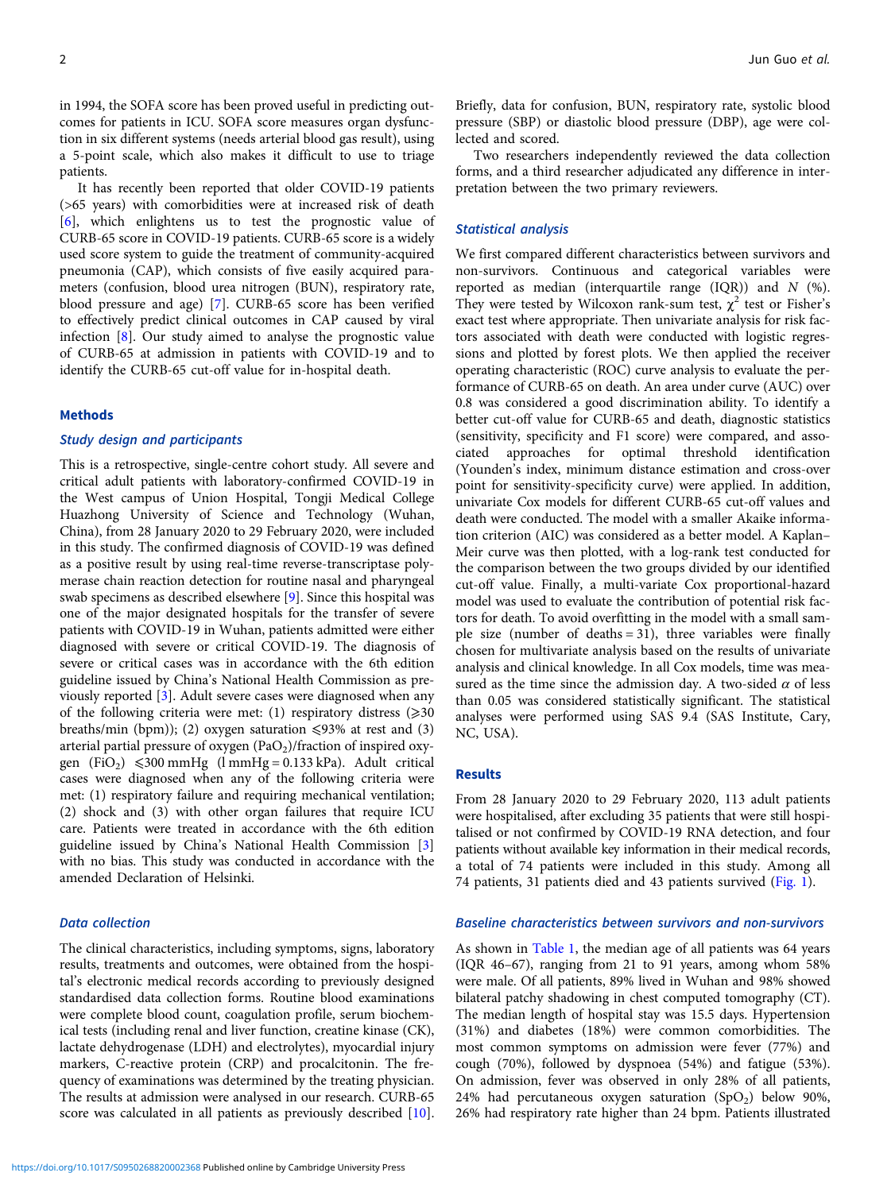in 1994, the SOFA score has been proved useful in predicting outcomes for patients in ICU. SOFA score measures organ dysfunction in six different systems (needs arterial blood gas result), using a 5-point scale, which also makes it difficult to use to triage patients.

It has recently been reported that older COVID-19 patients (>65 years) with comorbidities were at increased risk of death [6], which enlightens us to test the prognostic value of CURB-65 score in COVID-19 patients. CURB-65 score is a widely used score system to guide the treatment of community-acquired pneumonia (CAP), which consists of five easily acquired parameters (confusion, blood urea nitrogen (BUN), respiratory rate, blood pressure and age) [7]. CURB-65 score has been verified to effectively predict clinical outcomes in CAP caused by viral infection [8]. Our study aimed to analyse the prognostic value of CURB-65 at admission in patients with COVID-19 and to identify the CURB-65 cut-off value for in-hospital death.

## Methods

### Study design and participants

This is a retrospective, single-centre cohort study. All severe and critical adult patients with laboratory-confirmed COVID-19 in the West campus of Union Hospital, Tongji Medical College Huazhong University of Science and Technology (Wuhan, China), from 28 January 2020 to 29 February 2020, were included in this study. The confirmed diagnosis of COVID-19 was defined as a positive result by using real-time reverse-transcriptase polymerase chain reaction detection for routine nasal and pharyngeal swab specimens as described elsewhere [9]. Since this hospital was one of the major designated hospitals for the transfer of severe patients with COVID-19 in Wuhan, patients admitted were either diagnosed with severe or critical COVID-19. The diagnosis of severe or critical cases was in accordance with the 6th edition guideline issued by China's National Health Commission as previously reported [3]. Adult severe cases were diagnosed when any of the following criteria were met: (1) respiratory distress (⩾30 breaths/min (bpm)); (2) oxygen saturation ⩽93% at rest and (3) arterial partial pressure of oxygen ($PaO_2$)/fraction of inspired oxygen ($FiO_2$) ⩽300 mmHg (l mmHg = 0.133 kPa). Adult critical cases were diagnosed when any of the following criteria were met: (1) respiratory failure and requiring mechanical ventilation; (2) shock and (3) with other organ failures that require ICU care. Patients were treated in accordance with the 6th edition guideline issued by China's National Health Commission [3] with no bias. This study was conducted in accordance with the amended Declaration of Helsinki.

### Data collection

The clinical characteristics, including symptoms, signs, laboratory results, treatments and outcomes, were obtained from the hospital's electronic medical records according to previously designed standardised data collection forms. Routine blood examinations were complete blood count, coagulation profile, serum biochemical tests (including renal and liver function, creatine kinase (CK), lactate dehydrogenase (LDH) and electrolytes), myocardial injury markers, C-reactive protein (CRP) and procalcitonin. The frequency of examinations was determined by the treating physician. The results at admission were analysed in our research. CURB-65 score was calculated in all patients as previously described [10]. Briefly, data for confusion, BUN, respiratory rate, systolic blood pressure (SBP) or diastolic blood pressure (DBP), age were collected and scored.

Two researchers independently reviewed the data collection forms, and a third researcher adjudicated any difference in interpretation between the two primary reviewers.

### Statistical analysis

We first compared different characteristics between survivors and non-survivors. Continuous and categorical variables were reported as median (interquartile range (IQR)) and N (%). They were tested by Wilcoxon rank-sum test, $\chi^2$ test or Fisher's exact test where appropriate. Then univariate analysis for risk factors associated with death were conducted with logistic regressions and plotted by forest plots. We then applied the receiver operating characteristic (ROC) curve analysis to evaluate the performance of CURB-65 on death. An area under curve (AUC) over 0.8 was considered a good discrimination ability. To identify a better cut-off value for CURB-65 and death, diagnostic statistics (sensitivity, specificity and F1 score) were compared, and associated approaches for optimal threshold identification (Younden's index, minimum distance estimation and cross-over point for sensitivity-specificity curve) were applied. In addition, univariate Cox models for different CURB-65 cut-off values and death were conducted. The model with a smaller Akaike information criterion (AIC) was considered as a better model. A Kaplan–Meir curve was then plotted, with a log-rank test conducted for the comparison between the two groups divided by our identified cut-off value. Finally, a multi-variate Cox proportional-hazard model was used to evaluate the contribution of potential risk factors for death. To avoid overfitting in the model with a small sample size (number of deaths = 31), three variables were finally chosen for multivariate analysis based on the results of univariate analysis and clinical knowledge. In all Cox models, time was measured as the time since the admission day. A two-sided $\alpha$ of less than 0.05 was considered statistically significant. The statistical analyses were performed using SAS 9.4 (SAS Institute, Cary, NC, USA).

## Results

From 28 January 2020 to 29 February 2020, 113 adult patients were hospitalised, after excluding 35 patients that were still hospitalised or not confirmed by COVID-19 RNA detection, and four patients without available key information in their medical records, a total of 74 patients were included in this study. Among all 74 patients, 31 patients died and 43 patients survived (Fig. 1).

### Baseline characteristics between survivors and non-survivors

As shown in Table 1, the median age of all patients was 64 years (IQR 46–67), ranging from 21 to 91 years, among whom 58% were male. Of all patients, 89% lived in Wuhan and 98% showed bilateral patchy shadowing in chest computed tomography (CT). The median length of hospital stay was 15.5 days. Hypertension (31%) and diabetes (18%) were common comorbidities. The most common symptoms on admission were fever (77%) and cough (70%), followed by dyspnoea (54%) and fatigue (53%). On admission, fever was observed in only 28% of all patients, 24% had percutaneous oxygen saturation ($SpO_2$) below 90%, 26% had respiratory rate higher than 24 bpm. Patients illustrated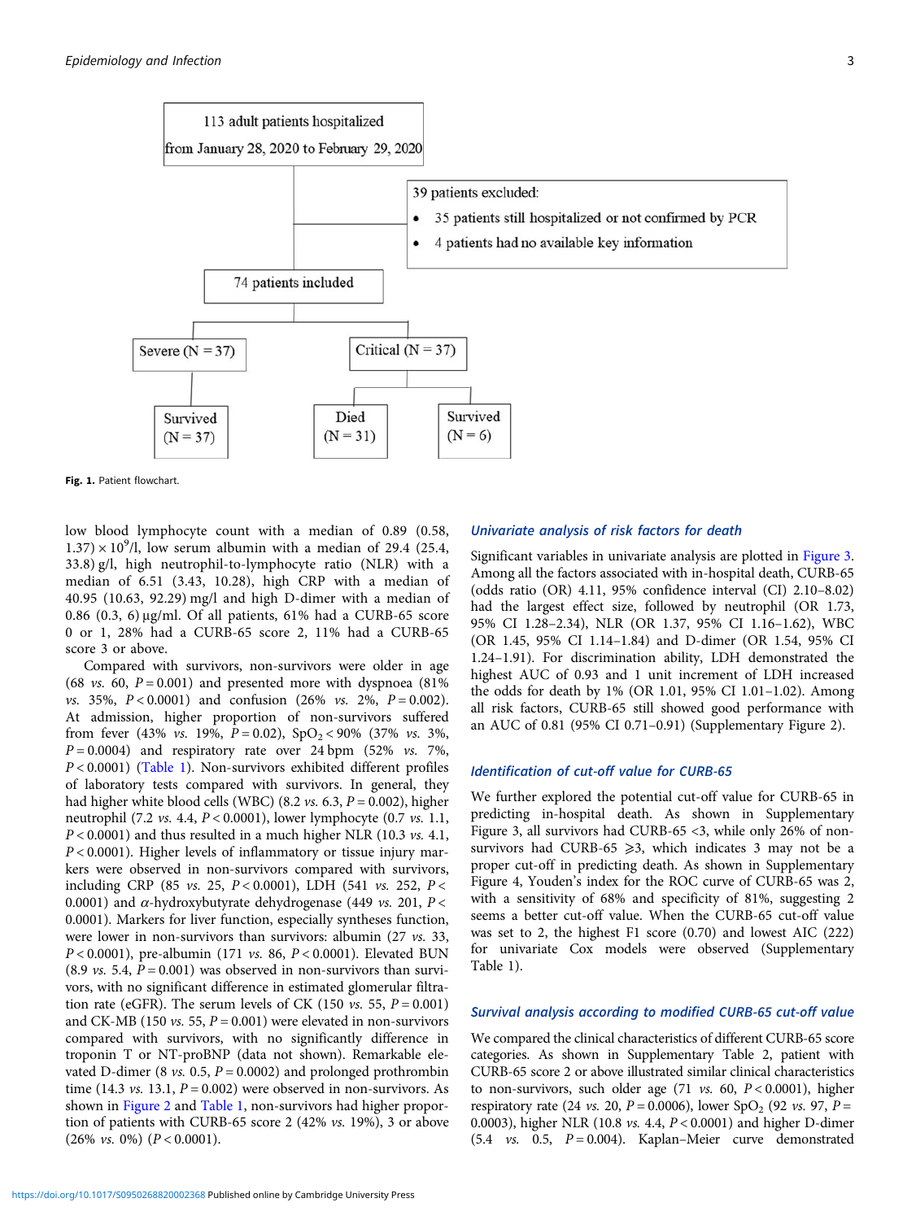113 adult patients hospitalized from January 28, 2020 to February 29, 2020

39 patients excluded:

- 35 patients still hospitalized or not confirmed by PCR
- 4 patients had no available key information

74 patients included

Severe (N = 37) → Survived (N = 37)

Critical (N = 37) → Died (N = 31); Survived (N = 6)

**Fig. 1.** Patient flowchart.

low blood lymphocyte count with a median of 0.89 (0.58, 1.37) $\times 10^9$/l, low serum albumin with a median of 29.4 (25.4, 33.8) g/l, high neutrophil-to-lymphocyte ratio (NLR) with a median of 6.51 (3.43, 10.28), high CRP with a median of 40.95 (10.63, 92.29) mg/l and high D-dimer with a median of 0.86 (0.3, 6) μg/ml. Of all patients, 61% had a CURB-65 score 0 or 1, 28% had a CURB-65 score 2, 11% had a CURB-65 score 3 or above.

Compared with survivors, non-survivors were older in age (68 *vs.* 60, $P = 0.001$) and presented more with dyspnoea (81% *vs.* 35%, $P < 0.0001$) and confusion (26% *vs.* 2%, $P = 0.002$). At admission, higher proportion of non-survivors suffered from fever (43% *vs.* 19%, $P = 0.02$), $SpO_2 < 90\%$ (37% *vs.* 3%, $P = 0.0004$) and respiratory rate over 24 bpm (52% *vs.* 7%, $P < 0.0001$) (Table 1). Non-survivors exhibited different profiles of laboratory tests compared with survivors. In general, they had higher white blood cells (WBC) (8.2 *vs.* 6.3, $P = 0.002$), higher neutrophil (7.2 *vs.* 4.4, $P < 0.0001$), lower lymphocyte (0.7 *vs.* 1.1, $P < 0.0001$) and thus resulted in a much higher NLR (10.3 *vs.* 4.1, $P < 0.0001$). Higher levels of inflammatory or tissue injury markers were observed in non-survivors compared with survivors, including CRP (85 *vs.* 25, $P < 0.0001$), LDH (541 *vs.* 252, $P < 0.0001$) and $\alpha$-hydroxybutyrate dehydrogenase (449 *vs.* 201, $P < 0.0001$). Markers for liver function, especially syntheses function, were lower in non-survivors than survivors: albumin (27 *vs.* 33, $P < 0.0001$), pre-albumin (171 *vs.* 86, $P < 0.0001$). Elevated BUN (8.9 *vs.* 5.4, $P = 0.001$) was observed in non-survivors than survivors, with no significant difference in estimated glomerular filtration rate (eGFR). The serum levels of CK (150 *vs.* 55, $P = 0.001$) and CK-MB (150 *vs.* 55, $P = 0.001$) were elevated in non-survivors compared with survivors, with no significantly difference in troponin T or NT-proBNP (data not shown). Remarkable elevated D-dimer (8 *vs.* 0.5, $P = 0.0002$) and prolonged prothrombin time (14.3 *vs.* 13.1, $P = 0.002$) were observed in non-survivors. As shown in Figure 2 and Table 1, non-survivors had higher proportion of patients with CURB-65 score 2 (42% *vs.* 19%), 3 or above (26% *vs.* 0%) ($P < 0.0001$).

## Univariate analysis of risk factors for death

Significant variables in univariate analysis are plotted in Figure 3. Among all the factors associated with in-hospital death, CURB-65 (odds ratio (OR) 4.11, 95% confidence interval (CI) 2.10–8.02) had the largest effect size, followed by neutrophil (OR 1.73, 95% CI 1.28–2.34), NLR (OR 1.37, 95% CI 1.16–1.62), WBC (OR 1.45, 95% CI 1.14–1.84) and D-dimer (OR 1.54, 95% CI 1.24–1.91). For discrimination ability, LDH demonstrated the highest AUC of 0.93 and 1 unit increment of LDH increased the odds for death by 1% (OR 1.01, 95% CI 1.01–1.02). Among all risk factors, CURB-65 still showed good performance with an AUC of 0.81 (95% CI 0.71–0.91) (Supplementary Figure 2).

## Identification of cut-off value for CURB-65

We further explored the potential cut-off value for CURB-65 in predicting in-hospital death. As shown in Supplementary Figure 3, all survivors had CURB-65 <3, while only 26% of non-survivors had CURB-65 ⩾3, which indicates 3 may not be a proper cut-off in predicting death. As shown in Supplementary Figure 4, Youden's index for the ROC curve of CURB-65 was 2, with a sensitivity of 68% and specificity of 81%, suggesting 2 seems a better cut-off value. When the CURB-65 cut-off value was set to 2, the highest F1 score (0.70) and lowest AIC (222) for univariate Cox models were observed (Supplementary Table 1).

## Survival analysis according to modified CURB-65 cut-off value

We compared the clinical characteristics of different CURB-65 score categories. As shown in Supplementary Table 2, patient with CURB-65 score 2 or above illustrated similar clinical characteristics to non-survivors, such older age (71 *vs.* 60, $P < 0.0001$), higher respiratory rate (24 *vs.* 20, $P = 0.0006$), lower $SpO_2$ (92 *vs.* 97, $P = 0.0003$), higher NLR (10.8 *vs.* 4.4, $P < 0.0001$) and higher D-dimer (5.4 *vs.* 0.5, $P = 0.004$). Kaplan–Meier curve demonstrated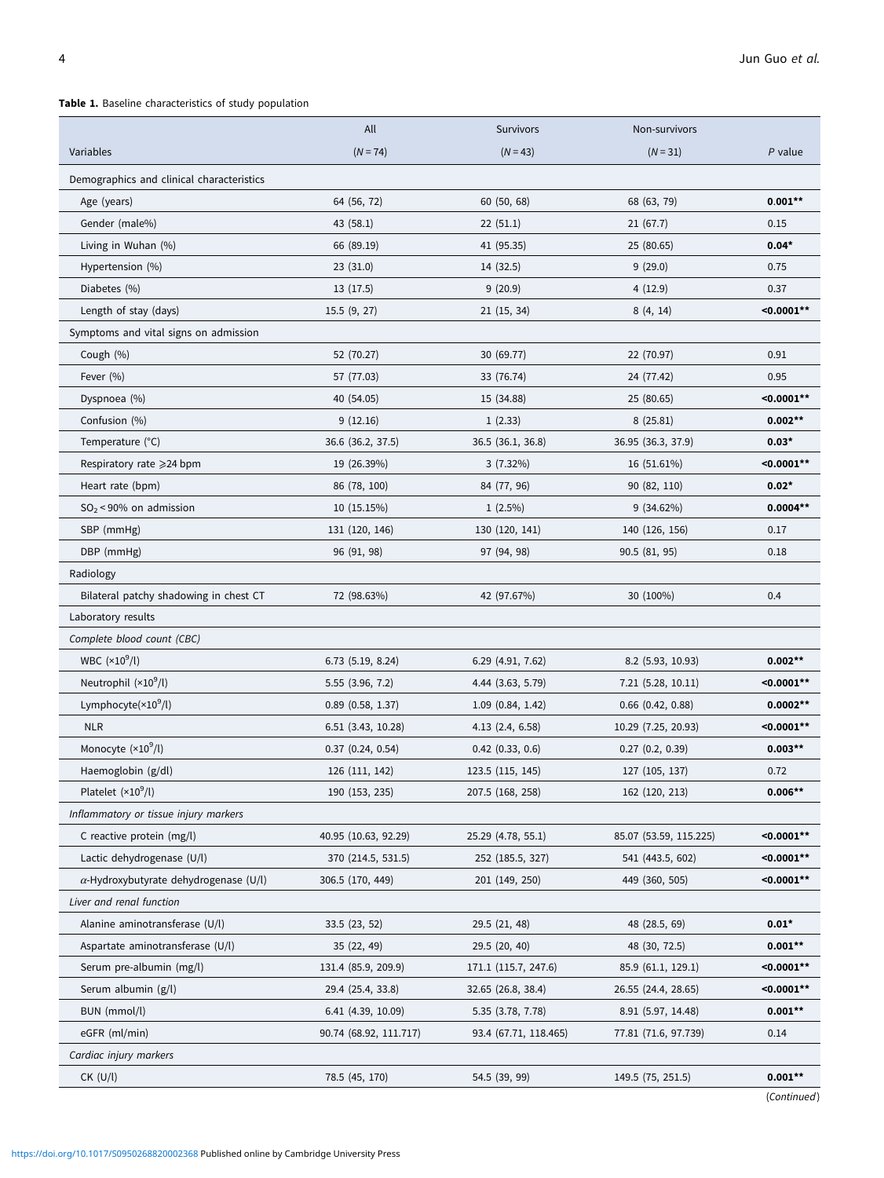**Table 1.** Baseline characteristics of study population

| Variables | All (*N* = 74) | Survivors (*N* = 43) | Non-survivors (*N* = 31) | *P* value |
|---|---|---|---|---|
| Demographics and clinical characteristics | | | | |
| Age (years) | 64 (56, 72) | 60 (50, 68) | 68 (63, 79) | **0.001\*\*** |
| Gender (male%) | 43 (58.1) | 22 (51.1) | 21 (67.7) | 0.15 |
| Living in Wuhan (%) | 66 (89.19) | 41 (95.35) | 25 (80.65) | **0.04\*** |
| Hypertension (%) | 23 (31.0) | 14 (32.5) | 9 (29.0) | 0.75 |
| Diabetes (%) | 13 (17.5) | 9 (20.9) | 4 (12.9) | 0.37 |
| Length of stay (days) | 15.5 (9, 27) | 21 (15, 34) | 8 (4, 14) | **<0.0001\*\*** |
| Symptoms and vital signs on admission | | | | |
| Cough (%) | 52 (70.27) | 30 (69.77) | 22 (70.97) | 0.91 |
| Fever (%) | 57 (77.03) | 33 (76.74) | 24 (77.42) | 0.95 |
| Dyspnoea (%) | 40 (54.05) | 15 (34.88) | 25 (80.65) | **<0.0001\*\*** |
| Confusion (%) | 9 (12.16) | 1 (2.33) | 8 (25.81) | **0.002\*\*** |
| Temperature (°C) | 36.6 (36.2, 37.5) | 36.5 (36.1, 36.8) | 36.95 (36.3, 37.9) | **0.03\*** |
| Respiratory rate ⩾24 bpm | 19 (26.39%) | 3 (7.32%) | 16 (51.61%) | **<0.0001\*\*** |
| Heart rate (bpm) | 86 (78, 100) | 84 (77, 96) | 90 (82, 110) | **0.02\*** |
| $SO_2$ < 90% on admission | 10 (15.15%) | 1 (2.5%) | 9 (34.62%) | **0.0004\*\*** |
| SBP (mmHg) | 131 (120, 146) | 130 (120, 141) | 140 (126, 156) | 0.17 |
| DBP (mmHg) | 96 (91, 98) | 97 (94, 98) | 90.5 (81, 95) | 0.18 |
| Radiology | | | | |
| Bilateral patchy shadowing in chest CT | 72 (98.63%) | 42 (97.67%) | 30 (100%) | 0.4 |
| Laboratory results | | | | |
| *Complete blood count (CBC)* | | | | |
| WBC ($\times10^9$/l) | 6.73 (5.19, 8.24) | 6.29 (4.91, 7.62) | 8.2 (5.93, 10.93) | **0.002\*\*** |
| Neutrophil ($\times10^9$/l) | 5.55 (3.96, 7.2) | 4.44 (3.63, 5.79) | 7.21 (5.28, 10.11) | **<0.0001\*\*** |
| Lymphocyte($\times10^9$/l) | 0.89 (0.58, 1.37) | 1.09 (0.84, 1.42) | 0.66 (0.42, 0.88) | **0.0002\*\*** |
| NLR | 6.51 (3.43, 10.28) | 4.13 (2.4, 6.58) | 10.29 (7.25, 20.93) | **<0.0001\*\*** |
| Monocyte ($\times10^9$/l) | 0.37 (0.24, 0.54) | 0.42 (0.33, 0.6) | 0.27 (0.2, 0.39) | **0.003\*\*** |
| Haemoglobin (g/dl) | 126 (111, 142) | 123.5 (115, 145) | 127 (105, 137) | 0.72 |
| Platelet ($\times10^9$/l) | 190 (153, 235) | 207.5 (168, 258) | 162 (120, 213) | **0.006\*\*** |
| *Inflammatory or tissue injury markers* | | | | |
| C reactive protein (mg/l) | 40.95 (10.63, 92.29) | 25.29 (4.78, 55.1) | 85.07 (53.59, 115.225) | **<0.0001\*\*** |
| Lactic dehydrogenase (U/l) | 370 (214.5, 531.5) | 252 (185.5, 327) | 541 (443.5, 602) | **<0.0001\*\*** |
| $\alpha$-Hydroxybutyrate dehydrogenase (U/l) | 306.5 (170, 449) | 201 (149, 250) | 449 (360, 505) | **<0.0001\*\*** |
| *Liver and renal function* | | | | |
| Alanine aminotransferase (U/l) | 33.5 (23, 52) | 29.5 (21, 48) | 48 (28.5, 69) | **0.01\*** |
| Aspartate aminotransferase (U/l) | 35 (22, 49) | 29.5 (20, 40) | 48 (30, 72.5) | **0.001\*\*** |
| Serum pre-albumin (mg/l) | 131.4 (85.9, 209.9) | 171.1 (115.7, 247.6) | 85.9 (61.1, 129.1) | **<0.0001\*\*** |
| Serum albumin (g/l) | 29.4 (25.4, 33.8) | 32.65 (26.8, 38.4) | 26.55 (24.4, 28.65) | **<0.0001\*\*** |
| BUN (mmol/l) | 6.41 (4.39, 10.09) | 5.35 (3.78, 7.78) | 8.91 (5.97, 14.48) | **0.001\*\*** |
| eGFR (ml/min) | 90.74 (68.92, 111.717) | 93.4 (67.71, 118.465) | 77.81 (71.6, 97.739) | 0.14 |
| *Cardiac injury markers* | | | | |
| CK (U/l) | 78.5 (45, 170) | 54.5 (39, 99) | 149.5 (75, 251.5) | **0.001\*\*** |

(*Continued*)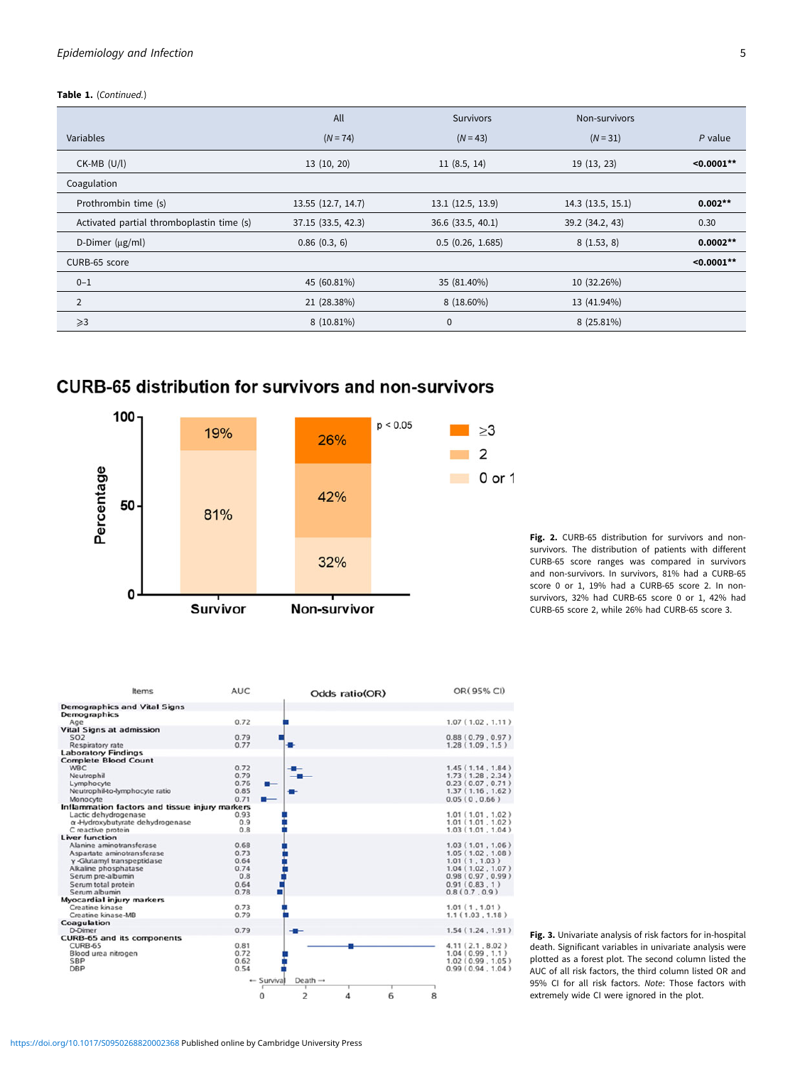**Table 1.** (*Continued.*)

| Variables | All (*N* = 74) | Survivors (*N* = 43) | Non-survivors (*N* = 31) | *P* value |
|---|---|---|---|---|
| CK-MB (U/l) | 13 (10, 20) | 11 (8.5, 14) | 19 (13, 23) | **<0.0001**** |
| Coagulation | | | | |
| Prothrombin time (s) | 13.55 (12.7, 14.7) | 13.1 (12.5, 13.9) | 14.3 (13.5, 15.1) | **0.002**** |
| Activated partial thromboplastin time (s) | 37.15 (33.5, 42.3) | 36.6 (33.5, 40.1) | 39.2 (34.2, 43) | 0.30 |
| D-Dimer (μg/ml) | 0.86 (0.3, 6) | 0.5 (0.26, 1.685) | 8 (1.53, 8) | **0.0002**** |
| CURB-65 score | | | | **<0.0001**** |
| 0–1 | 45 (60.81%) | 35 (81.40%) | 10 (32.26%) | |
| 2 | 21 (28.38%) | 8 (18.60%) | 13 (41.94%) | |
| ⩾3 | 8 (10.81%) | 0 | 8 (25.81%) | |

**Fig. 2.** CURB-65 distribution for survivors and non-survivors. The distribution of patients with different CURB-65 score ranges was compared in survivors and non-survivors. In survivors, 81% had a CURB-65 score 0 or 1, 19% had a CURB-65 score 2. In non-survivors, 32% had CURB-65 score 0 or 1, 42% had CURB-65 score 2, while 26% had CURB-65 score 3.

**Fig. 3.** Univariate analysis of risk factors for in-hospital death. Significant variables in univariate analysis were plotted as a forest plot. The second column listed the AUC of all risk factors, the third column listed OR and 95% CI for all risk factors. *Note*: Those factors with extremely wide CI were ignored in the plot.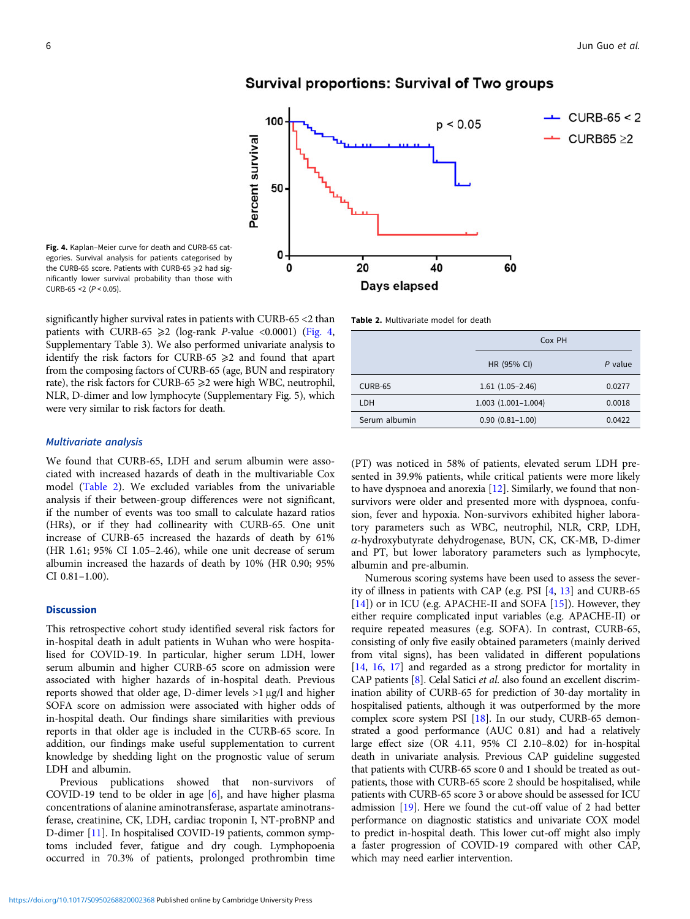Fig. 4. Kaplan–Meier curve for death and CURB-65 categories. Survival analysis for patients categorised by the CURB-65 score. Patients with CURB-65 ⩾2 had significantly lower survival probability than those with CURB-65 <2 ($P < 0.05$).

significantly higher survival rates in patients with CURB-65 <2 than patients with CURB-65 ⩾2 (log-rank $P$-value <0.0001) (Fig. 4, Supplementary Table 3). We also performed univariate analysis to identify the risk factors for CURB-65 ⩾2 and found that apart from the composing factors of CURB-65 (age, BUN and respiratory rate), the risk factors for CURB-65 ⩾2 were high WBC, neutrophil, NLR, D-dimer and low lymphocyte (Supplementary Fig. 5), which were very similar to risk factors for death.

### *Multivariate analysis*

We found that CURB-65, LDH and serum albumin were associated with increased hazards of death in the multivariable Cox model (Table 2). We excluded variables from the univariable analysis if their between-group differences were not significant, if the number of events was too small to calculate hazard ratios (HRs), or if they had collinearity with CURB-65. One unit increase of CURB-65 increased the hazards of death by 61% (HR 1.61; 95% CI 1.05–2.46), while one unit decrease of serum albumin increased the hazards of death by 10% (HR 0.90; 95% CI 0.81–1.00).

**Table 2.** Multivariate model for death

| | Cox PH | |
|---|---|---|
| | HR (95% CI) | *P* value |
| CURB-65 | 1.61 (1.05–2.46) | 0.0277 |
| LDH | 1.003 (1.001–1.004) | 0.0018 |
| Serum albumin | 0.90 (0.81–1.00) | 0.0422 |

## Discussion

This retrospective cohort study identified several risk factors for in-hospital death in adult patients in Wuhan who were hospitalised for COVID-19. In particular, higher serum LDH, lower serum albumin and higher CURB-65 score on admission were associated with higher hazards of in-hospital death. Previous reports showed that older age, D-dimer levels >1 μg/l and higher SOFA score on admission were associated with higher odds of in-hospital death. Our findings share similarities with previous reports in that older age is included in the CURB-65 score. In addition, our findings make useful supplementation to current knowledge by shedding light on the prognostic value of serum LDH and albumin.

Previous publications showed that non-survivors of COVID-19 tend to be older in age [6], and have higher plasma concentrations of alanine aminotransferase, aspartate aminotransferase, creatinine, CK, LDH, cardiac troponin I, NT-proBNP and D-dimer [11]. In hospitalised COVID-19 patients, common symptoms included fever, fatigue and dry cough. Lymphopoenia occurred in 70.3% of patients, prolonged prothrombin time (PT) was noticed in 58% of patients, elevated serum LDH presented in 39.9% patients, while critical patients were more likely to have dyspnoea and anorexia [12]. Similarly, we found that non-survivors were older and presented more with dyspnoea, confusion, fever and hypoxia. Non-survivors exhibited higher laboratory parameters such as WBC, neutrophil, NLR, CRP, LDH, $\alpha$-hydroxybutyrate dehydrogenase, BUN, CK, CK-MB, D-dimer and PT, but lower laboratory parameters such as lymphocyte, albumin and pre-albumin.

Numerous scoring systems have been used to assess the severity of illness in patients with CAP (e.g. PSI [4, 13] and CURB-65 [14]) or in ICU (e.g. APACHE-II and SOFA [15]). However, they either require complicated input variables (e.g. APACHE-II) or require repeated measures (e.g. SOFA). In contrast, CURB-65, consisting of only five easily obtained parameters (mainly derived from vital signs), has been validated in different populations [14, 16, 17] and regarded as a strong predictor for mortality in CAP patients [8]. Celal Satici *et al.* also found an excellent discrimination ability of CURB-65 for prediction of 30-day mortality in hospitalised patients, although it was outperformed by the more complex score system PSI [18]. In our study, CURB-65 demonstrated a good performance (AUC 0.81) and had a relatively large effect size (OR 4.11, 95% CI 2.10–8.02) for in-hospital death in univariate analysis. Previous CAP guideline suggested that patients with CURB-65 score 0 and 1 should be treated as outpatients, those with CURB-65 score 2 should be hospitalised, while patients with CURB-65 score 3 or above should be assessed for ICU admission [19]. Here we found the cut-off value of 2 had better performance on diagnostic statistics and univariate COX model to predict in-hospital death. This lower cut-off might also imply a faster progression of COVID-19 compared with other CAP, which may need earlier intervention.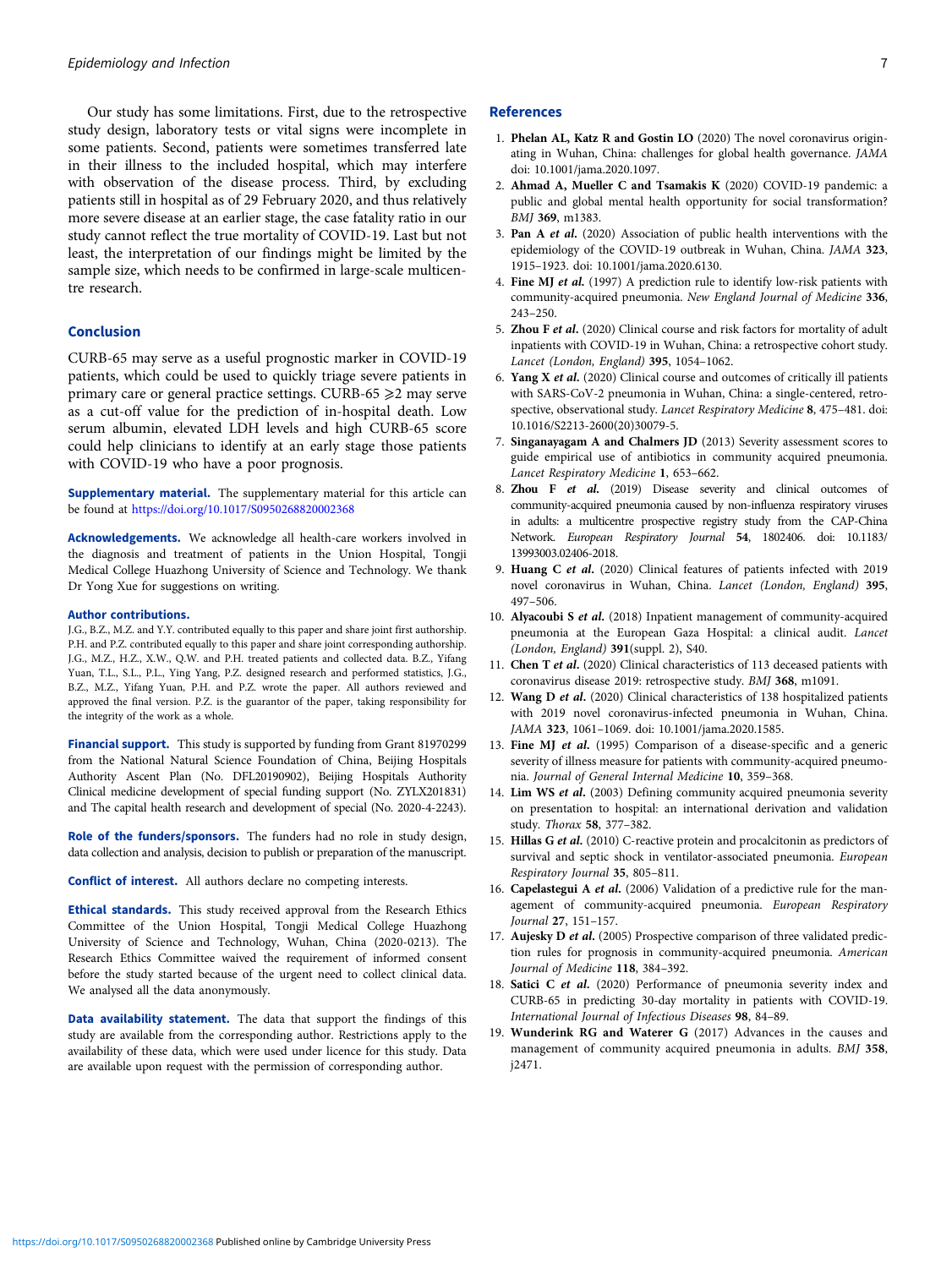Our study has some limitations. First, due to the retrospective study design, laboratory tests or vital signs were incomplete in some patients. Second, patients were sometimes transferred late in their illness to the included hospital, which may interfere with observation of the disease process. Third, by excluding patients still in hospital as of 29 February 2020, and thus relatively more severe disease at an earlier stage, the case fatality ratio in our study cannot reflect the true mortality of COVID-19. Last but not least, the interpretation of our findings might be limited by the sample size, which needs to be confirmed in large-scale multicentre research.

## Conclusion

CURB-65 may serve as a useful prognostic marker in COVID-19 patients, which could be used to quickly triage severe patients in primary care or general practice settings. CURB-65 $\geqslant 2$ may serve as a cut-off value for the prediction of in-hospital death. Low serum albumin, elevated LDH levels and high CURB-65 score could help clinicians to identify at an early stage those patients with COVID-19 who have a poor prognosis.

**Supplementary material.** The supplementary material for this article can be found at https://doi.org/10.1017/S0950268820002368

**Acknowledgements.** We acknowledge all health-care workers involved in the diagnosis and treatment of patients in the Union Hospital, Tongji Medical College Huazhong University of Science and Technology. We thank Dr Yong Xue for suggestions on writing.

**Author contributions.**

J.G., B.Z., M.Z. and Y.Y. contributed equally to this paper and share joint first authorship. P.H. and P.Z. contributed equally to this paper and share joint corresponding authorship. J.G., M.Z., H.Z., X.W., Q.W. and P.H. treated patients and collected data. B.Z., Yifang Yuan, T.L., S.L., P.L., Ying Yang, P.Z. designed research and performed statistics, J.G., B.Z., M.Z., Yifang Yuan, P.H. and P.Z. wrote the paper. All authors reviewed and approved the final version. P.Z. is the guarantor of the paper, taking responsibility for the integrity of the work as a whole.

**Financial support.** This study is supported by funding from Grant 81970299 from the National Natural Science Foundation of China, Beijing Hospitals Authority Ascent Plan (No. DFL20190902), Beijing Hospitals Authority Clinical medicine development of special funding support (No. ZYLX201831) and The capital health research and development of special (No. 2020-4-2243).

**Role of the funders/sponsors.** The funders had no role in study design, data collection and analysis, decision to publish or preparation of the manuscript.

**Conflict of interest.** All authors declare no competing interests.

**Ethical standards.** This study received approval from the Research Ethics Committee of the Union Hospital, Tongji Medical College Huazhong University of Science and Technology, Wuhan, China (2020-0213). The Research Ethics Committee waived the requirement of informed consent before the study started because of the urgent need to collect clinical data. We analysed all the data anonymously.

**Data availability statement.** The data that support the findings of this study are available from the corresponding author. Restrictions apply to the availability of these data, which were used under licence for this study. Data are available upon request with the permission of corresponding author.

## References

1. **Phelan AL, Katz R and Gostin LO** (2020) The novel coronavirus originating in Wuhan, China: challenges for global health governance. *JAMA* doi: 10.1001/jama.2020.1097.
2. **Ahmad A, Mueller C and Tsamakis K** (2020) COVID-19 pandemic: a public and global mental health opportunity for social transformation? *BMJ* **369**, m1383.
3. **Pan A *et al.*** (2020) Association of public health interventions with the epidemiology of the COVID-19 outbreak in Wuhan, China. *JAMA* **323**, 1915–1923. doi: 10.1001/jama.2020.6130.
4. **Fine MJ *et al.*** (1997) A prediction rule to identify low-risk patients with community-acquired pneumonia. *New England Journal of Medicine* **336**, 243–250.
5. **Zhou F *et al.*** (2020) Clinical course and risk factors for mortality of adult inpatients with COVID-19 in Wuhan, China: a retrospective cohort study. *Lancet (London, England)* **395**, 1054–1062.
6. **Yang X *et al.*** (2020) Clinical course and outcomes of critically ill patients with SARS-CoV-2 pneumonia in Wuhan, China: a single-centered, retrospective, observational study. *Lancet Respiratory Medicine* **8**, 475–481. doi: 10.1016/S2213-2600(20)30079-5.
7. **Singanayagam A and Chalmers JD** (2013) Severity assessment scores to guide empirical use of antibiotics in community acquired pneumonia. *Lancet Respiratory Medicine* **1**, 653–662.
8. **Zhou F *et al.*** (2019) Disease severity and clinical outcomes of community-acquired pneumonia caused by non-influenza respiratory viruses in adults: a multicentre prospective registry study from the CAP-China Network. *European Respiratory Journal* **54**, 1802406. doi: 10.1183/13993003.02406-2018.
9. **Huang C *et al.*** (2020) Clinical features of patients infected with 2019 novel coronavirus in Wuhan, China. *Lancet (London, England)* **395**, 497–506.
10. **Alyacoubi S *et al.*** (2018) Inpatient management of community-acquired pneumonia at the European Gaza Hospital: a clinical audit. *Lancet (London, England)* **391**(suppl. 2), S40.
11. **Chen T *et al.*** (2020) Clinical characteristics of 113 deceased patients with coronavirus disease 2019: retrospective study. *BMJ* **368**, m1091.
12. **Wang D *et al.*** (2020) Clinical characteristics of 138 hospitalized patients with 2019 novel coronavirus-infected pneumonia in Wuhan, China. *JAMA* **323**, 1061–1069. doi: 10.1001/jama.2020.1585.
13. **Fine MJ *et al.*** (1995) Comparison of a disease-specific and a generic severity of illness measure for patients with community-acquired pneumonia. *Journal of General Internal Medicine* **10**, 359–368.
14. **Lim WS *et al.*** (2003) Defining community acquired pneumonia severity on presentation to hospital: an international derivation and validation study. *Thorax* **58**, 377–382.
15. **Hillas G *et al.*** (2010) C-reactive protein and procalcitonin as predictors of survival and septic shock in ventilator-associated pneumonia. *European Respiratory Journal* **35**, 805–811.
16. **Capelastegui A *et al.*** (2006) Validation of a predictive rule for the management of community-acquired pneumonia. *European Respiratory Journal* **27**, 151–157.
17. **Aujesky D *et al.*** (2005) Prospective comparison of three validated prediction rules for prognosis in community-acquired pneumonia. *American Journal of Medicine* **118**, 384–392.
18. **Satici C *et al.*** (2020) Performance of pneumonia severity index and CURB-65 in predicting 30-day mortality in patients with COVID-19. *International Journal of Infectious Diseases* **98**, 84–89.
19. **Wunderink RG and Waterer G** (2017) Advances in the causes and management of community acquired pneumonia in adults. *BMJ* **358**, j2471.